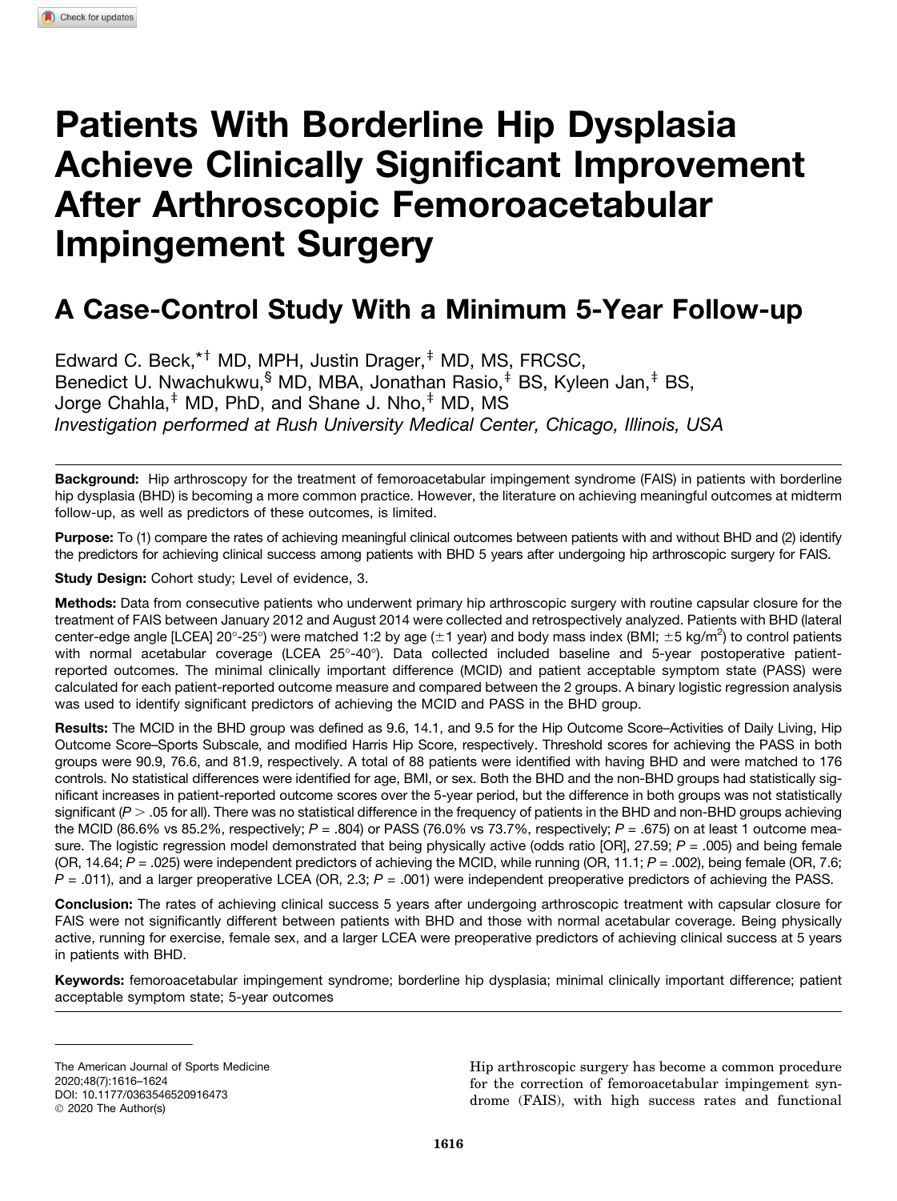# Patients With Borderline Hip Dysplasia Achieve Clinically Significant Improvement After Arthroscopic Femoroacetabular Impingement Surgery

## A Case-Control Study With a Minimum 5-Year Follow-up

Edward C. Beck,*[†] MD, MPH, Justin Drager,[‡] MD, MS, FRCSC, Benedict U. Nwachukwu,[§] MD, MBA, Jonathan Rasio,[‡] BS, Kyleen Jan,[‡] BS, Jorge Chahla,[‡] MD, PhD, and Shane J. Nho,[‡] MD, MS

*Investigation performed at Rush University Medical Center, Chicago, Illinois, USA*

**Background:** Hip arthroscopy for the treatment of femoroacetabular impingement syndrome (FAIS) in patients with borderline hip dysplasia (BHD) is becoming a more common practice. However, the literature on achieving meaningful outcomes at midterm follow-up, as well as predictors of these outcomes, is limited.

**Purpose:** To (1) compare the rates of achieving meaningful clinical outcomes between patients with and without BHD and (2) identify the predictors for achieving clinical success among patients with BHD 5 years after undergoing hip arthroscopic surgery for FAIS.

**Study Design:** Cohort study; Level of evidence, 3.

**Methods:** Data from consecutive patients who underwent primary hip arthroscopic surgery with routine capsular closure for the treatment of FAIS between January 2012 and August 2014 were collected and retrospectively analyzed. Patients with BHD (lateral center-edge angle [LCEA] 20°-25°) were matched 1:2 by age (±1 year) and body mass index (BMI; ±5 kg/m$^2$) to control patients with normal acetabular coverage (LCEA 25°-40°). Data collected included baseline and 5-year postoperative patient-reported outcomes. The minimal clinically important difference (MCID) and patient acceptable symptom state (PASS) were calculated for each patient-reported outcome measure and compared between the 2 groups. A binary logistic regression analysis was used to identify significant predictors of achieving the MCID and PASS in the BHD group.

**Results:** The MCID in the BHD group was defined as 9.6, 14.1, and 9.5 for the Hip Outcome Score–Activities of Daily Living, Hip Outcome Score–Sports Subscale, and modified Harris Hip Score, respectively. Threshold scores for achieving the PASS in both groups were 90.9, 76.6, and 81.9, respectively. A total of 88 patients were identified with having BHD and were matched to 176 controls. No statistical differences were identified for age, BMI, or sex. Both the BHD and the non-BHD groups had statistically significant increases in patient-reported outcome scores over the 5-year period, but the difference in both groups was not statistically significant ($P > .05$ for all). There was no statistical difference in the frequency of patients in the BHD and non-BHD groups achieving the MCID (86.6% vs 85.2%, respectively; $P = .804$) or PASS (76.0% vs 73.7%, respectively; $P = .675$) on at least 1 outcome measure. The logistic regression model demonstrated that being physically active (odds ratio [OR], 27.59; $P = .005$) and being female (OR, 14.64; $P = .025$) were independent predictors of achieving the MCID, while running (OR, 11.1; $P = .002$), being female (OR, 7.6; $P = .011$), and a larger preoperative LCEA (OR, 2.3; $P = .001$) were independent preoperative predictors of achieving the PASS.

**Conclusion:** The rates of achieving clinical success 5 years after undergoing arthroscopic treatment with capsular closure for FAIS were not significantly different between patients with BHD and those with normal acetabular coverage. Being physically active, running for exercise, female sex, and a larger LCEA were preoperative predictors of achieving clinical success at 5 years in patients with BHD.

**Keywords:** femoroacetabular impingement syndrome; borderline hip dysplasia; minimal clinically important difference; patient acceptable symptom state; 5-year outcomes

The American Journal of Sports Medicine
2020;48(7):1616–1624
DOI: 10.1177/0363546520916473
© 2020 The Author(s)

Hip arthroscopic surgery has become a common procedure for the correction of femoroacetabular impingement syndrome (FAIS), with high success rates and functional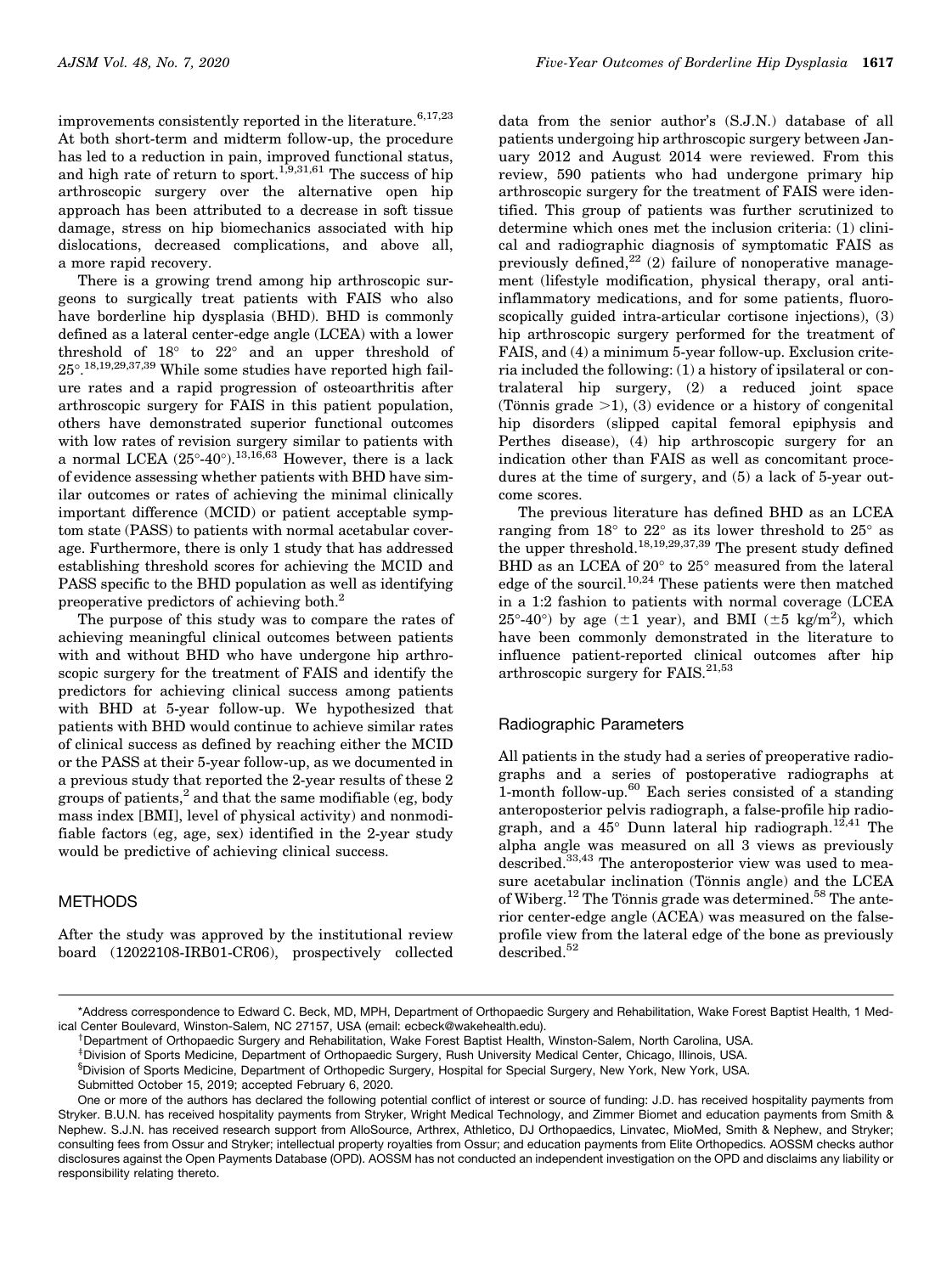improvements consistently reported in the literature.[6,17,23] At both short-term and midterm follow-up, the procedure has led to a reduction in pain, improved functional status, and high rate of return to sport.[1,9,31,61] The success of hip arthroscopic surgery over the alternative open hip approach has been attributed to a decrease in soft tissue damage, stress on hip biomechanics associated with hip dislocations, decreased complications, and above all, a more rapid recovery.

There is a growing trend among hip arthroscopic surgeons to surgically treat patients with FAIS who also have borderline hip dysplasia (BHD). BHD is commonly defined as a lateral center-edge angle (LCEA) with a lower threshold of 18° to 22° and an upper threshold of 25°.[18,19,29,37,39] While some studies have reported high failure rates and a rapid progression of osteoarthritis after arthroscopic surgery for FAIS in this patient population, others have demonstrated superior functional outcomes with low rates of revision surgery similar to patients with a normal LCEA (25°-40°).[13,16,63] However, there is a lack of evidence assessing whether patients with BHD have similar outcomes or rates of achieving the minimal clinically important difference (MCID) or patient acceptable symptom state (PASS) to patients with normal acetabular coverage. Furthermore, there is only 1 study that has addressed establishing threshold scores for achieving the MCID and PASS specific to the BHD population as well as identifying preoperative predictors of achieving both.[2]

The purpose of this study was to compare the rates of achieving meaningful clinical outcomes between patients with and without BHD who have undergone hip arthroscopic surgery for the treatment of FAIS and identify the predictors for achieving clinical success among patients with BHD at 5-year follow-up. We hypothesized that patients with BHD would continue to achieve similar rates of clinical success as defined by reaching either the MCID or the PASS at their 5-year follow-up, as we documented in a previous study that reported the 2-year results of these 2 groups of patients,[2] and that the same modifiable (eg, body mass index [BMI], level of physical activity) and nonmodifiable factors (eg, age, sex) identified in the 2-year study would be predictive of achieving clinical success.

## METHODS

After the study was approved by the institutional review board (12022108-IRB01-CR06), prospectively collected data from the senior author's (S.J.N.) database of all patients undergoing hip arthroscopic surgery between January 2012 and August 2014 were reviewed. From this review, 590 patients who had undergone primary hip arthroscopic surgery for the treatment of FAIS were identified. This group of patients was further scrutinized to determine which ones met the inclusion criteria: (1) clinical and radiographic diagnosis of symptomatic FAIS as previously defined,[22] (2) failure of nonoperative management (lifestyle modification, physical therapy, oral anti-inflammatory medications, and for some patients, fluoroscopically guided intra-articular cortisone injections), (3) hip arthroscopic surgery performed for the treatment of FAIS, and (4) a minimum 5-year follow-up. Exclusion criteria included the following: (1) a history of ipsilateral or contralateral hip surgery, (2) a reduced joint space (Tönnis grade >1), (3) evidence or a history of congenital hip disorders (slipped capital femoral epiphysis and Perthes disease), (4) hip arthroscopic surgery for an indication other than FAIS as well as concomitant procedures at the time of surgery, and (5) a lack of 5-year outcome scores.

The previous literature has defined BHD as an LCEA ranging from 18° to 22° as its lower threshold to 25° as the upper threshold.[18,19,29,37,39] The present study defined BHD as an LCEA of 20° to 25° measured from the lateral edge of the sourcil.[10,24] These patients were then matched in a 1:2 fashion to patients with normal coverage (LCEA 25°-40°) by age (±1 year), and BMI (±5 kg/m²), which have been commonly demonstrated in the literature to influence patient-reported clinical outcomes after hip arthroscopic surgery for FAIS.[21,53]

### Radiographic Parameters

All patients in the study had a series of preoperative radiographs and a series of postoperative radiographs at 1-month follow-up.[60] Each series consisted of a standing anteroposterior pelvis radiograph, a false-profile hip radiograph, and a 45° Dunn lateral hip radiograph.[12,41] The alpha angle was measured on all 3 views as previously described.[33,43] The anteroposterior view was used to measure acetabular inclination (Tönnis angle) and the LCEA of Wiberg.[12] The Tönnis grade was determined.[58] The anterior center-edge angle (ACEA) was measured on the false-profile view from the lateral edge of the bone as previously described.[52]

*Address correspondence to Edward C. Beck, MD, MPH, Department of Orthopaedic Surgery and Rehabilitation, Wake Forest Baptist Health, 1 Medical Center Boulevard, Winston-Salem, NC 27157, USA (email: ecbeck@wakehealth.edu).

†Department of Orthopaedic Surgery and Rehabilitation, Wake Forest Baptist Health, Winston-Salem, North Carolina, USA.

‡Division of Sports Medicine, Department of Orthopaedic Surgery, Rush University Medical Center, Chicago, Illinois, USA.

§Division of Sports Medicine, Department of Orthopedic Surgery, Hospital for Special Surgery, New York, New York, USA.

Submitted October 15, 2019; accepted February 6, 2020.

One or more of the authors has declared the following potential conflict of interest or source of funding: J.D. has received hospitality payments from Stryker. B.U.N. has received hospitality payments from Stryker, Wright Medical Technology, and Zimmer Biomet and education payments from Smith & Nephew. S.J.N. has received research support from AlloSource, Arthrex, Athletico, DJ Orthopaedics, Linvatec, MioMed, Smith & Nephew, and Stryker; consulting fees from Ossur and Stryker; intellectual property royalties from Ossur; and education payments from Elite Orthopedics. AOSSM checks author disclosures against the Open Payments Database (OPD). AOSSM has not conducted an independent investigation on the OPD and disclaims any liability or responsibility relating thereto.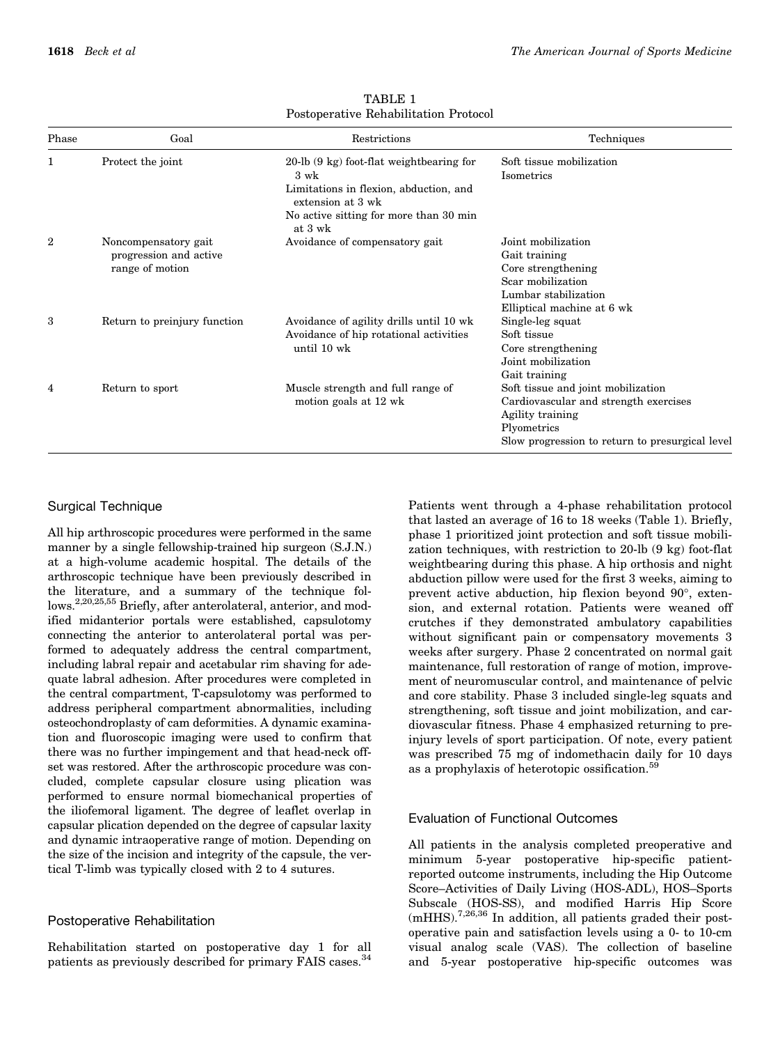TABLE 1
Postoperative Rehabilitation Protocol

| Phase | Goal | Restrictions | Techniques |
|---|---|---|---|
| 1 | Protect the joint | 20-lb (9 kg) foot-flat weightbearing for 3 wk<br>Limitations in flexion, abduction, and extension at 3 wk<br>No active sitting for more than 30 min at 3 wk | Soft tissue mobilization<br>Isometrics |
| 2 | Noncompensatory gait progression and active range of motion | Avoidance of compensatory gait | Joint mobilization<br>Gait training<br>Core strengthening<br>Scar mobilization<br>Lumbar stabilization<br>Elliptical machine at 6 wk |
| 3 | Return to preinjury function | Avoidance of agility drills until 10 wk<br>Avoidance of hip rotational activities until 10 wk | Single-leg squat<br>Soft tissue<br>Core strengthening<br>Joint mobilization<br>Gait training |
| 4 | Return to sport | Muscle strength and full range of motion goals at 12 wk | Soft tissue and joint mobilization<br>Cardiovascular and strength exercises<br>Agility training<br>Plyometrics<br>Slow progression to return to presurgical level |

## Surgical Technique

All hip arthroscopic procedures were performed in the same manner by a single fellowship-trained hip surgeon (S.J.N.) at a high-volume academic hospital. The details of the arthroscopic technique have been previously described in the literature, and a summary of the technique follows.[2,20,25,55] Briefly, after anterolateral, anterior, and modified midanterior portals were established, capsulotomy connecting the anterior to anterolateral portal was performed to adequately address the central compartment, including labral repair and acetabular rim shaving for adequate labral adhesion. After procedures were completed in the central compartment, T-capsulotomy was performed to address peripheral compartment abnormalities, including osteochondroplasty of cam deformities. A dynamic examination and fluoroscopic imaging were used to confirm that there was no further impingement and that head-neck offset was restored. After the arthroscopic procedure was concluded, complete capsular closure using plication was performed to ensure normal biomechanical properties of the iliofemoral ligament. The degree of leaflet overlap in capsular plication depended on the degree of capsular laxity and dynamic intraoperative range of motion. Depending on the size of the incision and integrity of the capsule, the vertical T-limb was typically closed with 2 to 4 sutures.

## Postoperative Rehabilitation

Rehabilitation started on postoperative day 1 for all patients as previously described for primary FAIS cases.[34] Patients went through a 4-phase rehabilitation protocol that lasted an average of 16 to 18 weeks (Table 1). Briefly, phase 1 prioritized joint protection and soft tissue mobilization techniques, with restriction to 20-lb (9 kg) foot-flat weightbearing during this phase. A hip orthosis and night abduction pillow were used for the first 3 weeks, aiming to prevent active abduction, hip flexion beyond 90°, extension, and external rotation. Patients were weaned off crutches if they demonstrated ambulatory capabilities without significant pain or compensatory movements 3 weeks after surgery. Phase 2 concentrated on normal gait maintenance, full restoration of range of motion, improvement of neuromuscular control, and maintenance of pelvic and core stability. Phase 3 included single-leg squats and strengthening, soft tissue and joint mobilization, and cardiovascular fitness. Phase 4 emphasized returning to preinjury levels of sport participation. Of note, every patient was prescribed 75 mg of indomethacin daily for 10 days as a prophylaxis of heterotopic ossification.[59]

## Evaluation of Functional Outcomes

All patients in the analysis completed preoperative and minimum 5-year postoperative hip-specific patient-reported outcome instruments, including the Hip Outcome Score–Activities of Daily Living (HOS-ADL), HOS–Sports Subscale (HOS-SS), and modified Harris Hip Score (mHHS).[7,26,36] In addition, all patients graded their postoperative pain and satisfaction levels using a 0- to 10-cm visual analog scale (VAS). The collection of baseline and 5-year postoperative hip-specific outcomes was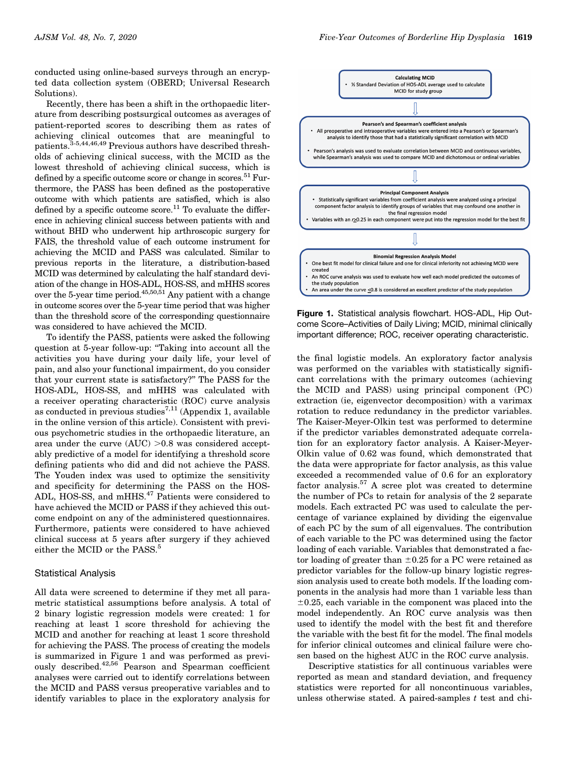conducted using online-based surveys through an encrypted data collection system (OBERD; Universal Research Solutions).

Recently, there has been a shift in the orthopaedic literature from describing postsurgical outcomes as averages of patient-reported scores to describing them as rates of achieving clinical outcomes that are meaningful to patients.[3-5,44,46,49] Previous authors have described thresholds of achieving clinical success, with the MCID as the lowest threshold of achieving clinical success, which is defined by a specific outcome score or change in scores.[51] Furthermore, the PASS has been defined as the postoperative outcome with which patients are satisfied, which is also defined by a specific outcome score.[11] To evaluate the difference in achieving clinical success between patients with and without BHD who underwent hip arthroscopic surgery for FAIS, the threshold value of each outcome instrument for achieving the MCID and PASS was calculated. Similar to previous reports in the literature, a distribution-based MCID was determined by calculating the half standard deviation of the change in HOS-ADL, HOS-SS, and mHHS scores over the 5-year time period.[45,50,51] Any patient with a change in outcome scores over the 5-year time period that was higher than the threshold score of the corresponding questionnaire was considered to have achieved the MCID.

To identify the PASS, patients were asked the following question at 5-year follow-up: "Taking into account all the activities you have during your daily life, your level of pain, and also your functional impairment, do you consider that your current state is satisfactory?" The PASS for the HOS-ADL, HOS-SS, and mHHS was calculated with a receiver operating characteristic (ROC) curve analysis as conducted in previous studies[7,11] (Appendix 1, available in the online version of this article). Consistent with previous psychometric studies in the orthopaedic literature, an area under the curve (AUC) >0.8 was considered acceptably predictive of a model for identifying a threshold score defining patients who did and did not achieve the PASS. The Youden index was used to optimize the sensitivity and specificity for determining the PASS on the HOS-ADL, HOS-SS, and mHHS.[47] Patients were considered to have achieved the MCID or PASS if they achieved this outcome endpoint on any of the administered questionnaires. Furthermore, patients were considered to have achieved clinical success at 5 years after surgery if they achieved either the MCID or the PASS.[5]

## Statistical Analysis

All data were screened to determine if they met all parametric statistical assumptions before analysis. A total of 2 binary logistic regression models were created: 1 for reaching at least 1 score threshold for achieving the MCID and another for reaching at least 1 score threshold for achieving the PASS. The process of creating the models is summarized in Figure 1 and was performed as previously described.[42,56] Pearson and Spearman coefficient analyses were carried out to identify correlations between the MCID and PASS versus preoperative variables and to identify variables to place in the exploratory analysis for

**Calculating MCID**
- ½ Standard Deviation of HOS-ADL average used to calculate MCID for study group

**Pearson's and Spearman's coefficient analysis**
- All preoperative and intraoperative variables were entered into a Pearson's or Spearman's analysis to identify those that had a statistically significant correlation with MCID
- Pearson's analysis was used to evaluate correlation between MCID and continuous variables, while Spearman's analysis was used to compare MCID and dichotomous or ordinal variables

**Principal Component Analysis**
- Statistically significant variables from coefficient analysis were analyzed using a principal component factor analysis to identify groups of variables that may confound one another in the final regression model
- Variables with an r≥0.25 in each component were put into the regression model for the best fit

**Binomial Regression Analysis Model**
- One best fit model for clinical failure and one for clinical inferiority not achieving MCID were created
- An ROC curve analysis was used to evaluate how well each model predicted the outcomes of the study population
- An area under the curve ≤0.8 is considered an excellent predictor of the study population

**Figure 1.** Statistical analysis flowchart. HOS-ADL, Hip Outcome Score–Activities of Daily Living; MCID, minimal clinically important difference; ROC, receiver operating characteristic.

the final logistic models. An exploratory factor analysis was performed on the variables with statistically significant correlations with the primary outcomes (achieving the MCID and PASS) using principal component (PC) extraction (ie, eigenvector decomposition) with a varimax rotation to reduce redundancy in the predictor variables. The Kaiser-Meyer-Olkin test was performed to determine if the predictor variables demonstrated adequate correlation for an exploratory factor analysis. A Kaiser-Meyer-Olkin value of 0.62 was found, which demonstrated that the data were appropriate for factor analysis, as this value exceeded a recommended value of 0.6 for an exploratory factor analysis.[57] A scree plot was created to determine the number of PCs to retain for analysis of the 2 separate models. Each extracted PC was used to calculate the percentage of variance explained by dividing the eigenvalue of each PC by the sum of all eigenvalues. The contribution of each variable to the PC was determined using the factor loading of each variable. Variables that demonstrated a factor loading of greater than ±0.25 for a PC were retained as predictor variables for the follow-up binary logistic regression analysis used to create both models. If the loading components in the analysis had more than 1 variable less than ±0.25, each variable in the component was placed into the model independently. An ROC curve analysis was then used to identify the model with the best fit and therefore the variable with the best fit for the model. The final models for inferior clinical outcomes and clinical failure were chosen based on the highest AUC in the ROC curve analysis.

Descriptive statistics for all continuous variables were reported as mean and standard deviation, and frequency statistics were reported for all noncontinuous variables, unless otherwise stated. A paired-samples *t* test and chi-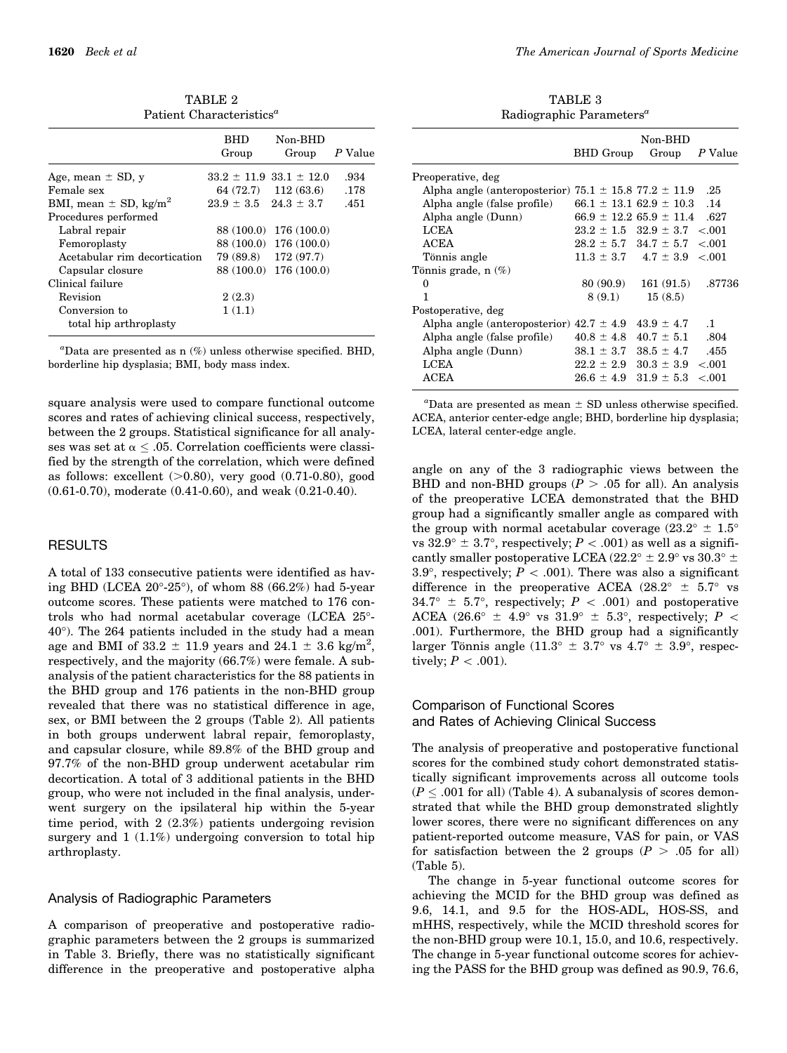TABLE 2
Patient Characteristics[a]

| | BHD Group | Non-BHD Group | P Value |
|---|---|---|---|
| Age, mean ± SD, y | 33.2 ± 11.9 | 33.1 ± 12.0 | .934 |
| Female sex | 64 (72.7) | 112 (63.6) | .178 |
| BMI, mean ± SD, kg/m$^2$ | 23.9 ± 3.5 | 24.3 ± 3.7 | .451 |
| Procedures performed | | | |
| Labral repair | 88 (100.0) | 176 (100.0) | |
| Femoroplasty | 88 (100.0) | 176 (100.0) | |
| Acetabular rim decortication | 79 (89.8) | 172 (97.7) | |
| Capsular closure | 88 (100.0) | 176 (100.0) | |
| Clinical failure | | | |
| Revision | 2 (2.3) | | |
| Conversion to total hip arthroplasty | 1 (1.1) | | |

[a]Data are presented as n (%) unless otherwise specified. BHD, borderline hip dysplasia; BMI, body mass index.

square analysis were used to compare functional outcome scores and rates of achieving clinical success, respectively, between the 2 groups. Statistical significance for all analyses was set at $\alpha \leq .05$. Correlation coefficients were classified by the strength of the correlation, which were defined as follows: excellent (>0.80), very good (0.71-0.80), good (0.61-0.70), moderate (0.41-0.60), and weak (0.21-0.40).

## RESULTS

A total of 133 consecutive patients were identified as having BHD (LCEA 20°-25°), of whom 88 (66.2%) had 5-year outcome scores. These patients were matched to 176 controls who had normal acetabular coverage (LCEA 25°-40°). The 264 patients included in the study had a mean age and BMI of 33.2 ± 11.9 years and 24.1 ± 3.6 kg/m$^2$, respectively, and the majority (66.7%) were female. A subanalysis of the patient characteristics for the 88 patients in the BHD group and 176 patients in the non-BHD group revealed that there was no statistical difference in age, sex, or BMI between the 2 groups (Table 2). All patients in both groups underwent labral repair, femoroplasty, and capsular closure, while 89.8% of the BHD group and 97.7% of the non-BHD group underwent acetabular rim decortication. A total of 3 additional patients in the BHD group, who were not included in the final analysis, underwent surgery on the ipsilateral hip within the 5-year time period, with 2 (2.3%) patients undergoing revision surgery and 1 (1.1%) undergoing conversion to total hip arthroplasty.

### Analysis of Radiographic Parameters

A comparison of preoperative and postoperative radiographic parameters between the 2 groups is summarized in Table 3. Briefly, there was no statistically significant difference in the preoperative and postoperative alpha angle on any of the 3 radiographic views between the BHD and non-BHD groups ($P$ > .05 for all). An analysis of the preoperative LCEA demonstrated that the BHD group had a significantly smaller angle as compared with the group with normal acetabular coverage (23.2° ± 1.5° vs 32.9° ± 3.7°, respectively; $P$ < .001) as well as a significantly smaller postoperative LCEA (22.2° ± 2.9° vs 30.3° ± 3.9°, respectively; $P$ < .001). There was also a significant difference in the preoperative ACEA (28.2° ± 5.7° vs 34.7° ± 5.7°, respectively; $P$ < .001) and postoperative ACEA (26.6° ± 4.9° vs 31.9° ± 5.3°, respectively; $P$ < .001). Furthermore, the BHD group had a significantly larger Tönnis angle (11.3° ± 3.7° vs 4.7° ± 3.9°, respectively; $P$ < .001).

TABLE 3
Radiographic Parameters[a]

| | BHD Group | Non-BHD Group | P Value |
|---|---|---|---|
| Preoperative, deg | | | |
| Alpha angle (anteroposterior) | 75.1 ± 15.8 | 77.2 ± 11.9 | .25 |
| Alpha angle (false profile) | 66.1 ± 13.1 | 62.9 ± 10.3 | .14 |
| Alpha angle (Dunn) | 66.9 ± 12.2 | 65.9 ± 11.4 | .627 |
| LCEA | 23.2 ± 1.5 | 32.9 ± 3.7 | <.001 |
| ACEA | 28.2 ± 5.7 | 34.7 ± 5.7 | <.001 |
| Tönnis angle | 11.3 ± 3.7 | 4.7 ± 3.9 | <.001 |
| Tönnis grade, n (%) | | | |
| 0 | 80 (90.9) | 161 (91.5) | .87736 |
| 1 | 8 (9.1) | 15 (8.5) | |
| Postoperative, deg | | | |
| Alpha angle (anteroposterior) | 42.7 ± 4.9 | 43.9 ± 4.7 | .1 |
| Alpha angle (false profile) | 40.8 ± 4.8 | 40.7 ± 5.1 | .804 |
| Alpha angle (Dunn) | 38.1 ± 3.7 | 38.5 ± 4.7 | .455 |
| LCEA | 22.2 ± 2.9 | 30.3 ± 3.9 | <.001 |
| ACEA | 26.6 ± 4.9 | 31.9 ± 5.3 | <.001 |

[a]Data are presented as mean ± SD unless otherwise specified. ACEA, anterior center-edge angle; BHD, borderline hip dysplasia; LCEA, lateral center-edge angle.

### Comparison of Functional Scores and Rates of Achieving Clinical Success

The analysis of preoperative and postoperative functional scores for the combined study cohort demonstrated statistically significant improvements across all outcome tools ($P \leq .001$ for all) (Table 4). A subanalysis of scores demonstrated that while the BHD group demonstrated slightly lower scores, there were no significant differences on any patient-reported outcome measure, VAS for pain, or VAS for satisfaction between the 2 groups ($P$ > .05 for all) (Table 5).

The change in 5-year functional outcome scores for achieving the MCID for the BHD group was defined as 9.6, 14.1, and 9.5 for the HOS-ADL, HOS-SS, and mHHS, respectively, while the MCID threshold scores for the non-BHD group were 10.1, 15.0, and 10.6, respectively. The change in 5-year functional outcome scores for achieving the PASS for the BHD group was defined as 90.9, 76.6,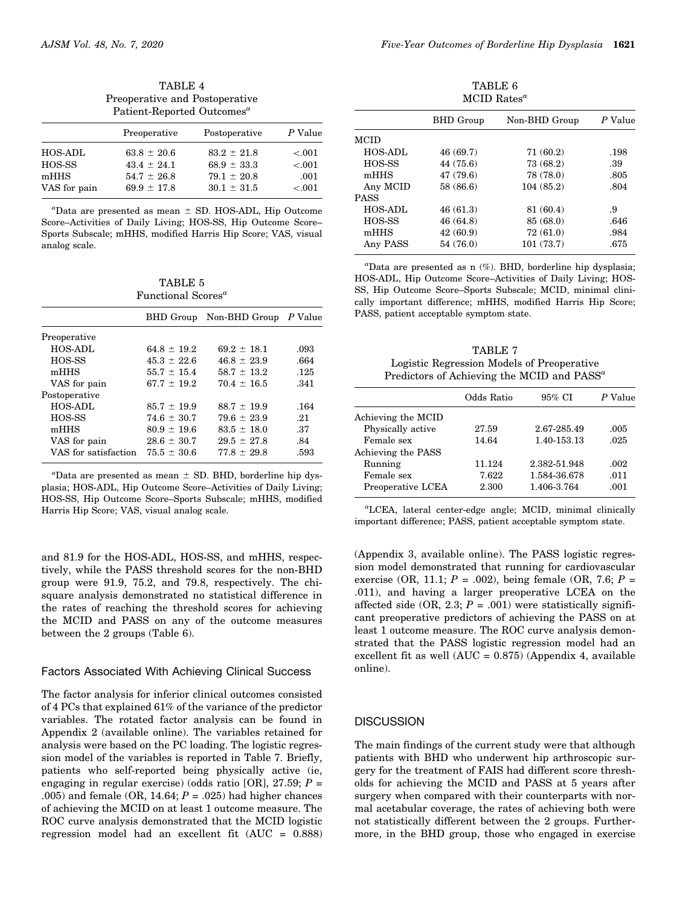TABLE 4
Preoperative and Postoperative Patient-Reported Outcomes[a]

| | Preoperative | Postoperative | P Value |
|---|---|---|---|
| HOS-ADL | 63.8 ± 20.6 | 83.2 ± 21.8 | <.001 |
| HOS-SS | 43.4 ± 24.1 | 68.9 ± 33.3 | <.001 |
| mHHS | 54.7 ± 26.8 | 79.1 ± 20.8 | .001 |
| VAS for pain | 69.9 ± 17.8 | 30.1 ± 31.5 | <.001 |

[a]Data are presented as mean ± SD. HOS-ADL, Hip Outcome Score–Activities of Daily Living; HOS-SS, Hip Outcome Score–Sports Subscale; mHHS, modified Harris Hip Score; VAS, visual analog scale.

TABLE 5
Functional Scores[a]

| | BHD Group | Non-BHD Group | P Value |
|---|---|---|---|
| Preoperative | | | |
| HOS-ADL | 64.8 ± 19.2 | 69.2 ± 18.1 | .093 |
| HOS-SS | 45.3 ± 22.6 | 46.8 ± 23.9 | .664 |
| mHHS | 55.7 ± 15.4 | 58.7 ± 13.2 | .125 |
| VAS for pain | 67.7 ± 19.2 | 70.4 ± 16.5 | .341 |
| Postoperative | | | |
| HOS-ADL | 85.7 ± 19.9 | 88.7 ± 19.9 | .164 |
| HOS-SS | 74.6 ± 30.7 | 79.6 ± 23.9 | .21 |
| mHHS | 80.9 ± 19.6 | 83.5 ± 18.0 | .37 |
| VAS for pain | 28.6 ± 30.7 | 29.5 ± 27.8 | .84 |
| VAS for satisfaction | 75.5 ± 30.6 | 77.8 ± 29.8 | .593 |

[a]Data are presented as mean ± SD. BHD, borderline hip dysplasia; HOS-ADL, Hip Outcome Score–Activities of Daily Living; HOS-SS, Hip Outcome Score–Sports Subscale; mHHS, modified Harris Hip Score; VAS, visual analog scale.

and 81.9 for the HOS-ADL, HOS-SS, and mHHS, respectively, while the PASS threshold scores for the non-BHD group were 91.9, 75.2, and 79.8, respectively. The chi-square analysis demonstrated no statistical difference in the rates of reaching the threshold scores for achieving the MCID and PASS on any of the outcome measures between the 2 groups (Table 6).

### Factors Associated With Achieving Clinical Success

The factor analysis for inferior clinical outcomes consisted of 4 PCs that explained 61% of the variance of the predictor variables. The rotated factor analysis can be found in Appendix 2 (available online). The variables retained for analysis were based on the PC loading. The logistic regression model of the variables is reported in Table 7. Briefly, patients who self-reported being physically active (ie, engaging in regular exercise) (odds ratio [OR], 27.59; $P = .005$) and female (OR, 14.64; $P = .025$) had higher chances of achieving the MCID on at least 1 outcome measure. The ROC curve analysis demonstrated that the MCID logistic regression model had an excellent fit (AUC = 0.888) (Appendix 3, available online). The PASS logistic regression model demonstrated that running for cardiovascular exercise (OR, 11.1; $P = .002$), being female (OR, 7.6; $P = .011$), and having a larger preoperative LCEA on the affected side (OR, 2.3; $P = .001$) were statistically significant preoperative predictors of achieving the PASS on at least 1 outcome measure. The ROC curve analysis demonstrated that the PASS logistic regression model had an excellent fit as well (AUC = 0.875) (Appendix 4, available online).

TABLE 6
MCID Rates[a]

| | BHD Group | Non-BHD Group | P Value |
|---|---|---|---|
| MCID | | | |
| HOS-ADL | 46 (69.7) | 71 (60.2) | .198 |
| HOS-SS | 44 (75.6) | 73 (68.2) | .39 |
| mHHS | 47 (79.6) | 78 (78.0) | .805 |
| Any MCID | 58 (86.6) | 104 (85.2) | .804 |
| PASS | | | |
| HOS-ADL | 46 (61.3) | 81 (60.4) | .9 |
| HOS-SS | 46 (64.8) | 85 (68.0) | .646 |
| mHHS | 42 (60.9) | 72 (61.0) | .984 |
| Any PASS | 54 (76.0) | 101 (73.7) | .675 |

[a]Data are presented as n (%). BHD, borderline hip dysplasia; HOS-ADL, Hip Outcome Score–Activities of Daily Living; HOS-SS, Hip Outcome Score–Sports Subscale; MCID, minimal clinically important difference; mHHS, modified Harris Hip Score; PASS, patient acceptable symptom state.

TABLE 7
Logistic Regression Models of Preoperative Predictors of Achieving the MCID and PASS[a]

| | Odds Ratio | 95% CI | P Value |
|---|---|---|---|
| Achieving the MCID | | | |
| Physically active | 27.59 | 2.67-285.49 | .005 |
| Female sex | 14.64 | 1.40-153.13 | .025 |
| Achieving the PASS | | | |
| Running | 11.124 | 2.382-51.948 | .002 |
| Female sex | 7.622 | 1.584-36.678 | .011 |
| Preoperative LCEA | 2.300 | 1.406-3.764 | .001 |

[a]LCEA, lateral center-edge angle; MCID, minimal clinically important difference; PASS, patient acceptable symptom state.

## DISCUSSION

The main findings of the current study were that although patients with BHD who underwent hip arthroscopic surgery for the treatment of FAIS had different score thresholds for achieving the MCID and PASS at 5 years after surgery when compared with their counterparts with normal acetabular coverage, the rates of achieving both were not statistically different between the 2 groups. Furthermore, in the BHD group, those who engaged in exercise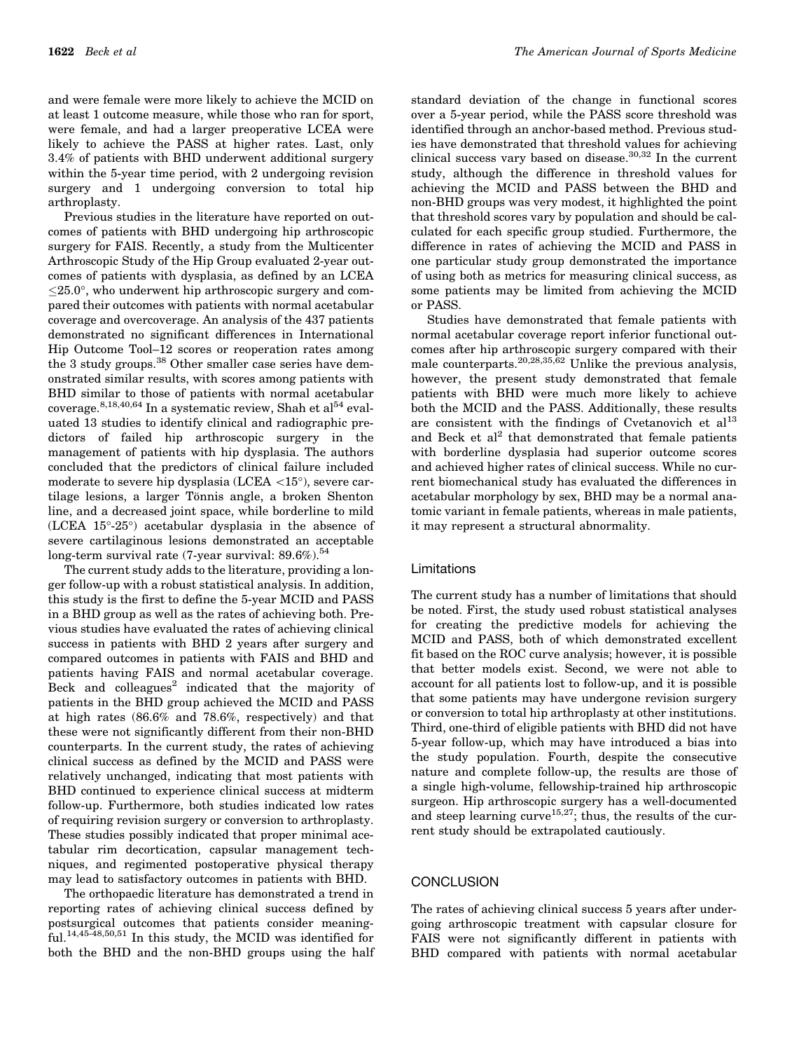and were female were more likely to achieve the MCID on at least 1 outcome measure, while those who ran for sport, were female, and had a larger preoperative LCEA were likely to achieve the PASS at higher rates. Last, only 3.4% of patients with BHD underwent additional surgery within the 5-year time period, with 2 undergoing revision surgery and 1 undergoing conversion to total hip arthroplasty.

Previous studies in the literature have reported on outcomes of patients with BHD undergoing hip arthroscopic surgery for FAIS. Recently, a study from the Multicenter Arthroscopic Study of the Hip Group evaluated 2-year outcomes of patients with dysplasia, as defined by an LCEA ≤25.0°, who underwent hip arthroscopic surgery and compared their outcomes with patients with normal acetabular coverage and overcoverage. An analysis of the 437 patients demonstrated no significant differences in International Hip Outcome Tool–12 scores or reoperation rates among the 3 study groups.[38] Other smaller case series have demonstrated similar results, with scores among patients with BHD similar to those of patients with normal acetabular coverage.[8,18,40,64] In a systematic review, Shah et al[54] evaluated 13 studies to identify clinical and radiographic predictors of failed hip arthroscopic surgery in the management of patients with hip dysplasia. The authors concluded that the predictors of clinical failure included moderate to severe hip dysplasia (LCEA <15°), severe cartilage lesions, a larger Tönnis angle, a broken Shenton line, and a decreased joint space, while borderline to mild (LCEA 15°-25°) acetabular dysplasia in the absence of severe cartilaginous lesions demonstrated an acceptable long-term survival rate (7-year survival: 89.6%).[54]

The current study adds to the literature, providing a longer follow-up with a robust statistical analysis. In addition, this study is the first to define the 5-year MCID and PASS in a BHD group as well as the rates of achieving both. Previous studies have evaluated the rates of achieving clinical success in patients with BHD 2 years after surgery and compared outcomes in patients with FAIS and BHD and patients having FAIS and normal acetabular coverage. Beck and colleagues[2] indicated that the majority of patients in the BHD group achieved the MCID and PASS at high rates (86.6% and 78.6%, respectively) and that these were not significantly different from their non-BHD counterparts. In the current study, the rates of achieving clinical success as defined by the MCID and PASS were relatively unchanged, indicating that most patients with BHD continued to experience clinical success at midterm follow-up. Furthermore, both studies indicated low rates of requiring revision surgery or conversion to arthroplasty. These studies possibly indicated that proper minimal acetabular rim decortication, capsular management techniques, and regimented postoperative physical therapy may lead to satisfactory outcomes in patients with BHD.

The orthopaedic literature has demonstrated a trend in reporting rates of achieving clinical success defined by postsurgical outcomes that patients consider meaningful.[14,45-48,50,51] In this study, the MCID was identified for both the BHD and the non-BHD groups using the half standard deviation of the change in functional scores over a 5-year period, while the PASS score threshold was identified through an anchor-based method. Previous studies have demonstrated that threshold values for achieving clinical success vary based on disease.[30,32] In the current study, although the difference in threshold values for achieving the MCID and PASS between the BHD and non-BHD groups was very modest, it highlighted the point that threshold scores vary by population and should be calculated for each specific group studied. Furthermore, the difference in rates of achieving the MCID and PASS in one particular study group demonstrated the importance of using both as metrics for measuring clinical success, as some patients may be limited from achieving the MCID or PASS.

Studies have demonstrated that female patients with normal acetabular coverage report inferior functional outcomes after hip arthroscopic surgery compared with their male counterparts.[20,28,35,62] Unlike the previous analysis, however, the present study demonstrated that female patients with BHD were much more likely to achieve both the MCID and the PASS. Additionally, these results are consistent with the findings of Cvetanovich et al[13] and Beck et al[2] that demonstrated that female patients with borderline dysplasia had superior outcome scores and achieved higher rates of clinical success. While no current biomechanical study has evaluated the differences in acetabular morphology by sex, BHD may be a normal anatomic variant in female patients, whereas in male patients, it may represent a structural abnormality.

## Limitations

The current study has a number of limitations that should be noted. First, the study used robust statistical analyses for creating the predictive models for achieving the MCID and PASS, both of which demonstrated excellent fit based on the ROC curve analysis; however, it is possible that better models exist. Second, we were not able to account for all patients lost to follow-up, and it is possible that some patients may have undergone revision surgery or conversion to total hip arthroplasty at other institutions. Third, one-third of eligible patients with BHD did not have 5-year follow-up, which may have introduced a bias into the study population. Fourth, despite the consecutive nature and complete follow-up, the results are those of a single high-volume, fellowship-trained hip arthroscopic surgeon. Hip arthroscopic surgery has a well-documented and steep learning curve[15,27]; thus, the results of the current study should be extrapolated cautiously.

## CONCLUSION

The rates of achieving clinical success 5 years after undergoing arthroscopic treatment with capsular closure for FAIS were not significantly different in patients with BHD compared with patients with normal acetabular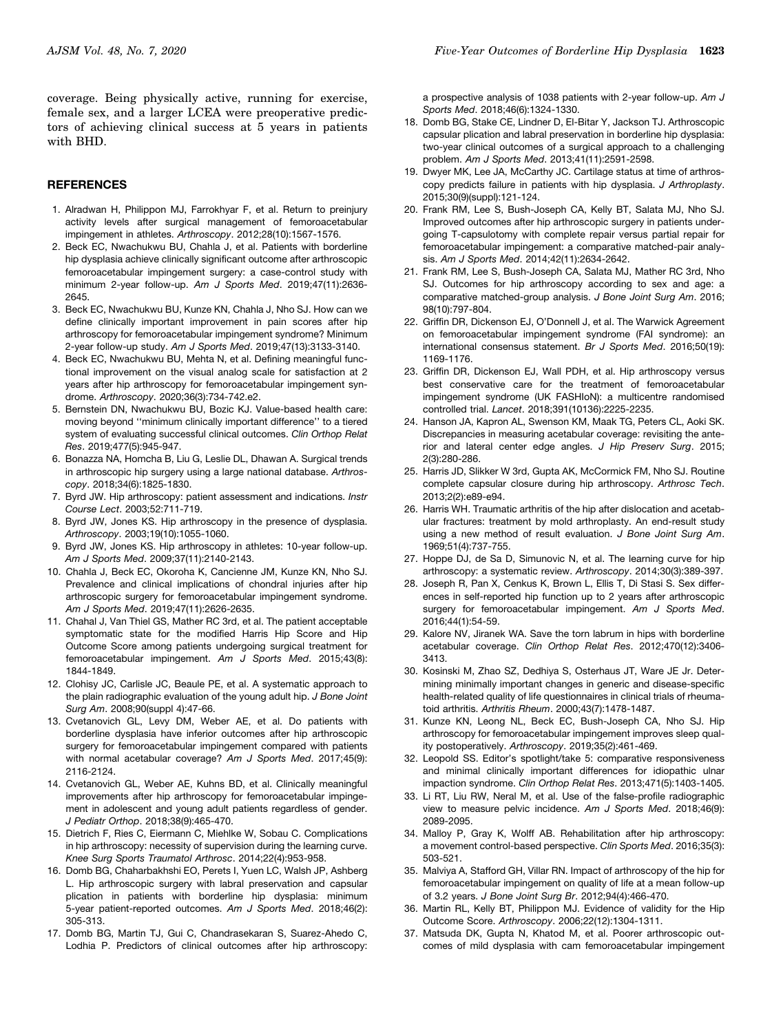coverage. Being physically active, running for exercise, female sex, and a larger LCEA were preoperative predictors of achieving clinical success at 5 years in patients with BHD.

## REFERENCES

1. Alradwan H, Philippon MJ, Farrokhyar F, et al. Return to preinjury activity levels after surgical management of femoroacetabular impingement in athletes. *Arthroscopy*. 2012;28(10):1567-1576.
2. Beck EC, Nwachukwu BU, Chahla J, et al. Patients with borderline hip dysplasia achieve clinically significant outcome after arthroscopic femoroacetabular impingement surgery: a case-control study with minimum 2-year follow-up. *Am J Sports Med*. 2019;47(11):2636-2645.
3. Beck EC, Nwachukwu BU, Kunze KN, Chahla J, Nho SJ. How can we define clinically important improvement in pain scores after hip arthroscopy for femoroacetabular impingement syndrome? Minimum 2-year follow-up study. *Am J Sports Med*. 2019;47(13):3133-3140.
4. Beck EC, Nwachukwu BU, Mehta N, et al. Defining meaningful functional improvement on the visual analog scale for satisfaction at 2 years after hip arthroscopy for femoroacetabular impingement syndrome. *Arthroscopy*. 2020;36(3):734-742.e2.
5. Bernstein DN, Nwachukwu BU, Bozic KJ. Value-based health care: moving beyond ''minimum clinically important difference'' to a tiered system of evaluating successful clinical outcomes. *Clin Orthop Relat Res*. 2019;477(5):945-947.
6. Bonazza NA, Homcha B, Liu G, Leslie DL, Dhawan A. Surgical trends in arthroscopic hip surgery using a large national database. *Arthroscopy*. 2018;34(6):1825-1830.
7. Byrd JW. Hip arthroscopy: patient assessment and indications. *Instr Course Lect*. 2003;52:711-719.
8. Byrd JW, Jones KS. Hip arthroscopy in the presence of dysplasia. *Arthroscopy*. 2003;19(10):1055-1060.
9. Byrd JW, Jones KS. Hip arthroscopy in athletes: 10-year follow-up. *Am J Sports Med*. 2009;37(11):2140-2143.
10. Chahla J, Beck EC, Okoroha K, Cancienne JM, Kunze KN, Nho SJ. Prevalence and clinical implications of chondral injuries after hip arthroscopic surgery for femoroacetabular impingement syndrome. *Am J Sports Med*. 2019;47(11):2626-2635.
11. Chahal J, Van Thiel GS, Mather RC 3rd, et al. The patient acceptable symptomatic state for the modified Harris Hip Score and Hip Outcome Score among patients undergoing surgical treatment for femoroacetabular impingement. *Am J Sports Med*. 2015;43(8):1844-1849.
12. Clohisy JC, Carlisle JC, Beaule PE, et al. A systematic approach to the plain radiographic evaluation of the young adult hip. *J Bone Joint Surg Am*. 2008;90(suppl 4):47-66.
13. Cvetanovich GL, Levy DM, Weber AE, et al. Do patients with borderline dysplasia have inferior outcomes after hip arthroscopic surgery for femoroacetabular impingement compared with patients with normal acetabular coverage? *Am J Sports Med*. 2017;45(9):2116-2124.
14. Cvetanovich GL, Weber AE, Kuhns BD, et al. Clinically meaningful improvements after hip arthroscopy for femoroacetabular impingement in adolescent and young adult patients regardless of gender. *J Pediatr Orthop*. 2018;38(9):465-470.
15. Dietrich F, Ries C, Eiermann C, Miehlke W, Sobau C. Complications in hip arthroscopy: necessity of supervision during the learning curve. *Knee Surg Sports Traumatol Arthrosc*. 2014;22(4):953-958.
16. Domb BG, Chaharbakhshi EO, Perets I, Yuen LC, Walsh JP, Ashberg L. Hip arthroscopic surgery with labral preservation and capsular plication in patients with borderline hip dysplasia: minimum 5-year patient-reported outcomes. *Am J Sports Med*. 2018;46(2):305-313.
17. Domb BG, Martin TJ, Gui C, Chandrasekaran S, Suarez-Ahedo C, Lodhia P. Predictors of clinical outcomes after hip arthroscopy: a prospective analysis of 1038 patients with 2-year follow-up. *Am J Sports Med*. 2018;46(6):1324-1330.
18. Domb BG, Stake CE, Lindner D, El-Bitar Y, Jackson TJ. Arthroscopic capsular plication and labral preservation in borderline hip dysplasia: two-year clinical outcomes of a surgical approach to a challenging problem. *Am J Sports Med*. 2013;41(11):2591-2598.
19. Dwyer MK, Lee JA, McCarthy JC. Cartilage status at time of arthroscopy predicts failure in patients with hip dysplasia. *J Arthroplasty*. 2015;30(9)(suppl):121-124.
20. Frank RM, Lee S, Bush-Joseph CA, Kelly BT, Salata MJ, Nho SJ. Improved outcomes after hip arthroscopic surgery in patients undergoing T-capsulotomy with complete repair versus partial repair for femoroacetabular impingement: a comparative matched-pair analysis. *Am J Sports Med*. 2014;42(11):2634-2642.
21. Frank RM, Lee S, Bush-Joseph CA, Salata MJ, Mather RC 3rd, Nho SJ. Outcomes for hip arthroscopy according to sex and age: a comparative matched-group analysis. *J Bone Joint Surg Am*. 2016;98(10):797-804.
22. Griffin DR, Dickenson EJ, O'Donnell J, et al. The Warwick Agreement on femoroacetabular impingement syndrome (FAI syndrome): an international consensus statement. *Br J Sports Med*. 2016;50(19):1169-1176.
23. Griffin DR, Dickenson EJ, Wall PDH, et al. Hip arthroscopy versus best conservative care for the treatment of femoroacetabular impingement syndrome (UK FASHIoN): a multicentre randomised controlled trial. *Lancet*. 2018;391(10136):2225-2235.
24. Hanson JA, Kapron AL, Swenson KM, Maak TG, Peters CL, Aoki SK. Discrepancies in measuring acetabular coverage: revisiting the anterior and lateral center edge angles. *J Hip Preserv Surg*. 2015;2(3):280-286.
25. Harris JD, Slikker W 3rd, Gupta AK, McCormick FM, Nho SJ. Routine complete capsular closure during hip arthroscopy. *Arthrosc Tech*. 2013;2(2):e89-e94.
26. Harris WH. Traumatic arthritis of the hip after dislocation and acetabular fractures: treatment by mold arthroplasty. An end-result study using a new method of result evaluation. *J Bone Joint Surg Am*. 1969;51(4):737-755.
27. Hoppe DJ, de Sa D, Simunovic N, et al. The learning curve for hip arthroscopy: a systematic review. *Arthroscopy*. 2014;30(3):389-397.
28. Joseph R, Pan X, Cenkus K, Brown L, Ellis T, Di Stasi S. Sex differences in self-reported hip function up to 2 years after arthroscopic surgery for femoroacetabular impingement. *Am J Sports Med*. 2016;44(1):54-59.
29. Kalore NV, Jiranek WA. Save the torn labrum in hips with borderline acetabular coverage. *Clin Orthop Relat Res*. 2012;470(12):3406-3413.
30. Kosinski M, Zhao SZ, Dedhiya S, Osterhaus JT, Ware JE Jr. Determining minimally important changes in generic and disease-specific health-related quality of life questionnaires in clinical trials of rheumatoid arthritis. *Arthritis Rheum*. 2000;43(7):1478-1487.
31. Kunze KN, Leong NL, Beck EC, Bush-Joseph CA, Nho SJ. Hip arthroscopy for femoroacetabular impingement improves sleep quality postoperatively. *Arthroscopy*. 2019;35(2):461-469.
32. Leopold SS. Editor's spotlight/take 5: comparative responsiveness and minimal clinically important differences for idiopathic ulnar impaction syndrome. *Clin Orthop Relat Res*. 2013;471(5):1403-1405.
33. Li RT, Liu RW, Neral M, et al. Use of the false-profile radiographic view to measure pelvic incidence. *Am J Sports Med*. 2018;46(9):2089-2095.
34. Malloy P, Gray K, Wolff AB. Rehabilitation after hip arthroscopy: a movement control-based perspective. *Clin Sports Med*. 2016;35(3):503-521.
35. Malviya A, Stafford GH, Villar RN. Impact of arthroscopy of the hip for femoroacetabular impingement on quality of life at a mean follow-up of 3.2 years. *J Bone Joint Surg Br*. 2012;94(4):466-470.
36. Martin RL, Kelly BT, Philippon MJ. Evidence of validity for the Hip Outcome Score. *Arthroscopy*. 2006;22(12):1304-1311.
37. Matsuda DK, Gupta N, Khatod M, et al. Poorer arthroscopic outcomes of mild dysplasia with cam femoroacetabular impingement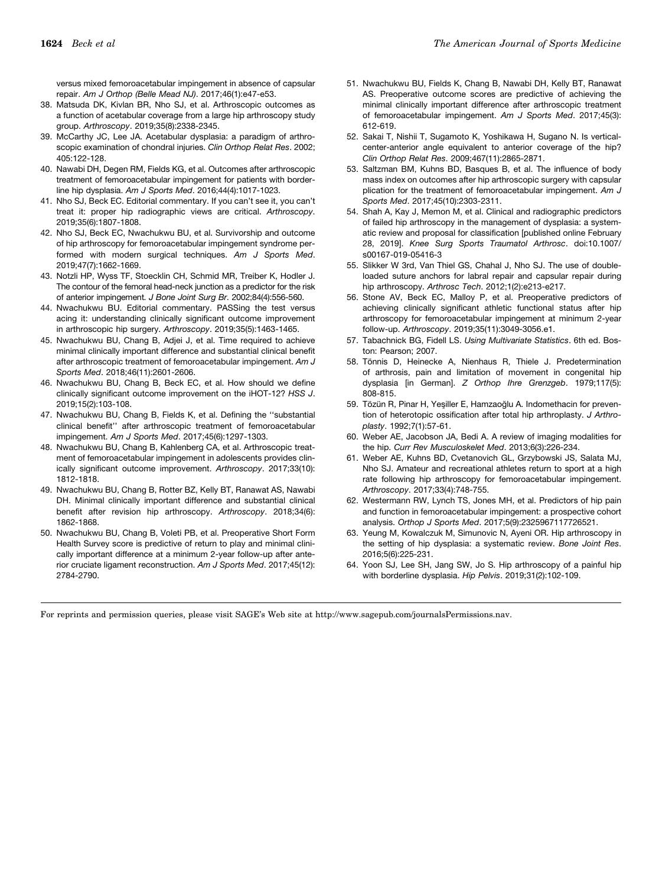versus mixed femoroacetabular impingement in absence of capsular repair. *Am J Orthop (Belle Mead NJ)*. 2017;46(1):e47-e53.

38. Matsuda DK, Kivlan BR, Nho SJ, et al. Arthroscopic outcomes as a function of acetabular coverage from a large hip arthroscopy study group. *Arthroscopy*. 2019;35(8):2338-2345.
39. McCarthy JC, Lee JA. Acetabular dysplasia: a paradigm of arthroscopic examination of chondral injuries. *Clin Orthop Relat Res*. 2002; 405:122-128.
40. Nawabi DH, Degen RM, Fields KG, et al. Outcomes after arthroscopic treatment of femoroacetabular impingement for patients with borderline hip dysplasia. *Am J Sports Med*. 2016;44(4):1017-1023.
41. Nho SJ, Beck EC. Editorial commentary. If you can't see it, you can't treat it: proper hip radiographic views are critical. *Arthroscopy*. 2019;35(6):1807-1808.
42. Nho SJ, Beck EC, Nwachukwu BU, et al. Survivorship and outcome of hip arthroscopy for femoroacetabular impingement syndrome performed with modern surgical techniques. *Am J Sports Med*. 2019;47(7):1662-1669.
43. Notzli HP, Wyss TF, Stoecklin CH, Schmid MR, Treiber K, Hodler J. The contour of the femoral head-neck junction as a predictor for the risk of anterior impingement. *J Bone Joint Surg Br*. 2002;84(4):556-560.
44. Nwachukwu BU. Editorial commentary. PASSing the test versus acing it: understanding clinically significant outcome improvement in arthroscopic hip surgery. *Arthroscopy*. 2019;35(5):1463-1465.
45. Nwachukwu BU, Chang B, Adjei J, et al. Time required to achieve minimal clinically important difference and substantial clinical benefit after arthroscopic treatment of femoroacetabular impingement. *Am J Sports Med*. 2018;46(11):2601-2606.
46. Nwachukwu BU, Chang B, Beck EC, et al. How should we define clinically significant outcome improvement on the iHOT-12? *HSS J*. 2019;15(2):103-108.
47. Nwachukwu BU, Chang B, Fields K, et al. Defining the ''substantial clinical benefit'' after arthroscopic treatment of femoroacetabular impingement. *Am J Sports Med*. 2017;45(6):1297-1303.
48. Nwachukwu BU, Chang B, Kahlenberg CA, et al. Arthroscopic treatment of femoroacetabular impingement in adolescents provides clinically significant outcome improvement. *Arthroscopy*. 2017;33(10): 1812-1818.
49. Nwachukwu BU, Chang B, Rotter BZ, Kelly BT, Ranawat AS, Nawabi DH. Minimal clinically important difference and substantial clinical benefit after revision hip arthroscopy. *Arthroscopy*. 2018;34(6): 1862-1868.
50. Nwachukwu BU, Chang B, Voleti PB, et al. Preoperative Short Form Health Survey score is predictive of return to play and minimal clinically important difference at a minimum 2-year follow-up after anterior cruciate ligament reconstruction. *Am J Sports Med*. 2017;45(12): 2784-2790.
51. Nwachukwu BU, Fields K, Chang B, Nawabi DH, Kelly BT, Ranawat AS. Preoperative outcome scores are predictive of achieving the minimal clinically important difference after arthroscopic treatment of femoroacetabular impingement. *Am J Sports Med*. 2017;45(3): 612-619.
52. Sakai T, Nishii T, Sugamoto K, Yoshikawa H, Sugano N. Is vertical-center-anterior angle equivalent to anterior coverage of the hip? *Clin Orthop Relat Res*. 2009;467(11):2865-2871.
53. Saltzman BM, Kuhns BD, Basques B, et al. The influence of body mass index on outcomes after hip arthroscopic surgery with capsular plication for the treatment of femoroacetabular impingement. *Am J Sports Med*. 2017;45(10):2303-2311.
54. Shah A, Kay J, Memon M, et al. Clinical and radiographic predictors of failed hip arthroscopy in the management of dysplasia: a systematic review and proposal for classification [published online February 28, 2019]. *Knee Surg Sports Traumatol Arthrosc*. doi:10.1007/s00167-019-05416-3
55. Slikker W 3rd, Van Thiel GS, Chahal J, Nho SJ. The use of double-loaded suture anchors for labral repair and capsular repair during hip arthroscopy. *Arthrosc Tech*. 2012;1(2):e213-e217.
56. Stone AV, Beck EC, Malloy P, et al. Preoperative predictors of achieving clinically significant athletic functional status after hip arthroscopy for femoroacetabular impingement at minimum 2-year follow-up. *Arthroscopy*. 2019;35(11):3049-3056.e1.
57. Tabachnick BG, Fidell LS. *Using Multivariate Statistics*. 6th ed. Boston: Pearson; 2007.
58. Tönnis D, Heinecke A, Nienhaus R, Thiele J. Predetermination of arthrosis, pain and limitation of movement in congenital hip dysplasia [in German]. *Z Orthop Ihre Grenzgeb*. 1979;117(5): 808-815.
59. Tözün R, Pinar H, Yeşiller E, Hamzaoğlu A. Indomethacin for prevention of heterotopic ossification after total hip arthroplasty. *J Arthroplasty*. 1992;7(1):57-61.
60. Weber AE, Jacobson JA, Bedi A. A review of imaging modalities for the hip. *Curr Rev Musculoskelet Med*. 2013;6(3):226-234.
61. Weber AE, Kuhns BD, Cvetanovich GL, Grzybowski JS, Salata MJ, Nho SJ. Amateur and recreational athletes return to sport at a high rate following hip arthroscopy for femoroacetabular impingement. *Arthroscopy*. 2017;33(4):748-755.
62. Westermann RW, Lynch TS, Jones MH, et al. Predictors of hip pain and function in femoroacetabular impingement: a prospective cohort analysis. *Orthop J Sports Med*. 2017;5(9):2325967117726521.
63. Yeung M, Kowalczuk M, Simunovic N, Ayeni OR. Hip arthroscopy in the setting of hip dysplasia: a systematic review. *Bone Joint Res*. 2016;5(6):225-231.
64. Yoon SJ, Lee SH, Jang SW, Jo S. Hip arthroscopy of a painful hip with borderline dysplasia. *Hip Pelvis*. 2019;31(2):102-109.

For reprints and permission queries, please visit SAGE's Web site at http://www.sagepub.com/journalsPermissions.nav.